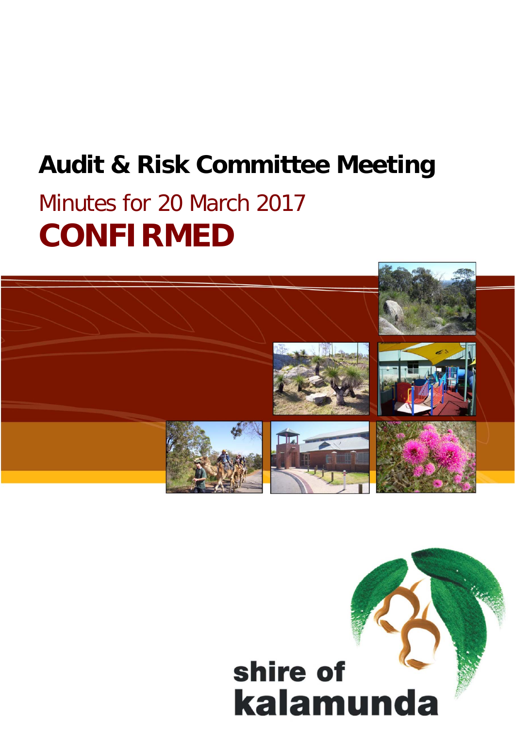# Audit & Risk Committee Meeting

Minutes for 20 March 2017

**CONFIRMED**

shire of kalamunda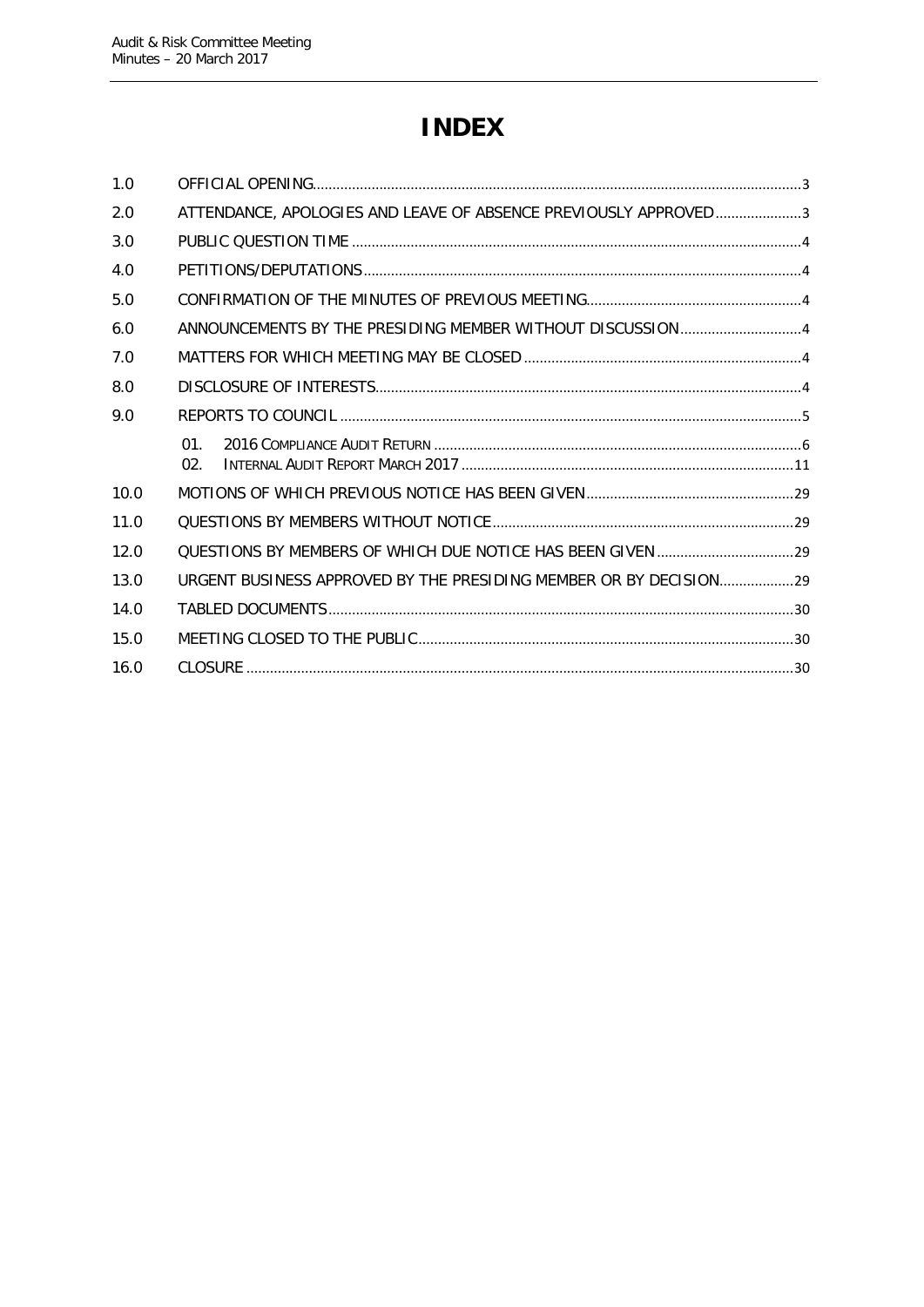# INDEX

| | | |
|---|---|---|
| 1.0 | OFFICIAL OPENING | 3 |
| 2.0 | ATTENDANCE, APOLOGIES AND LEAVE OF ABSENCE PREVIOUSLY APPROVED | 3 |
| 3.0 | PUBLIC QUESTION TIME | 4 |
| 4.0 | PETITIONS/DEPUTATIONS | 4 |
| 5.0 | CONFIRMATION OF THE MINUTES OF PREVIOUS MEETING | 4 |
| 6.0 | ANNOUNCEMENTS BY THE PRESIDING MEMBER WITHOUT DISCUSSION | 4 |
| 7.0 | MATTERS FOR WHICH MEETING MAY BE CLOSED | 4 |
| 8.0 | DISCLOSURE OF INTERESTS | 4 |
| 9.0 | REPORTS TO COUNCIL | 5 |
| | 01. 2016 COMPLIANCE AUDIT RETURN | 6 |
| | 02. INTERNAL AUDIT REPORT MARCH 2017 | 11 |
| 10.0 | MOTIONS OF WHICH PREVIOUS NOTICE HAS BEEN GIVEN | 29 |
| 11.0 | QUESTIONS BY MEMBERS WITHOUT NOTICE | 29 |
| 12.0 | QUESTIONS BY MEMBERS OF WHICH DUE NOTICE HAS BEEN GIVEN | 29 |
| 13.0 | URGENT BUSINESS APPROVED BY THE PRESIDING MEMBER OR BY DECISION | 29 |
| 14.0 | TABLED DOCUMENTS | 30 |
| 15.0 | MEETING CLOSED TO THE PUBLIC | 30 |
| 16.0 | CLOSURE | 30 |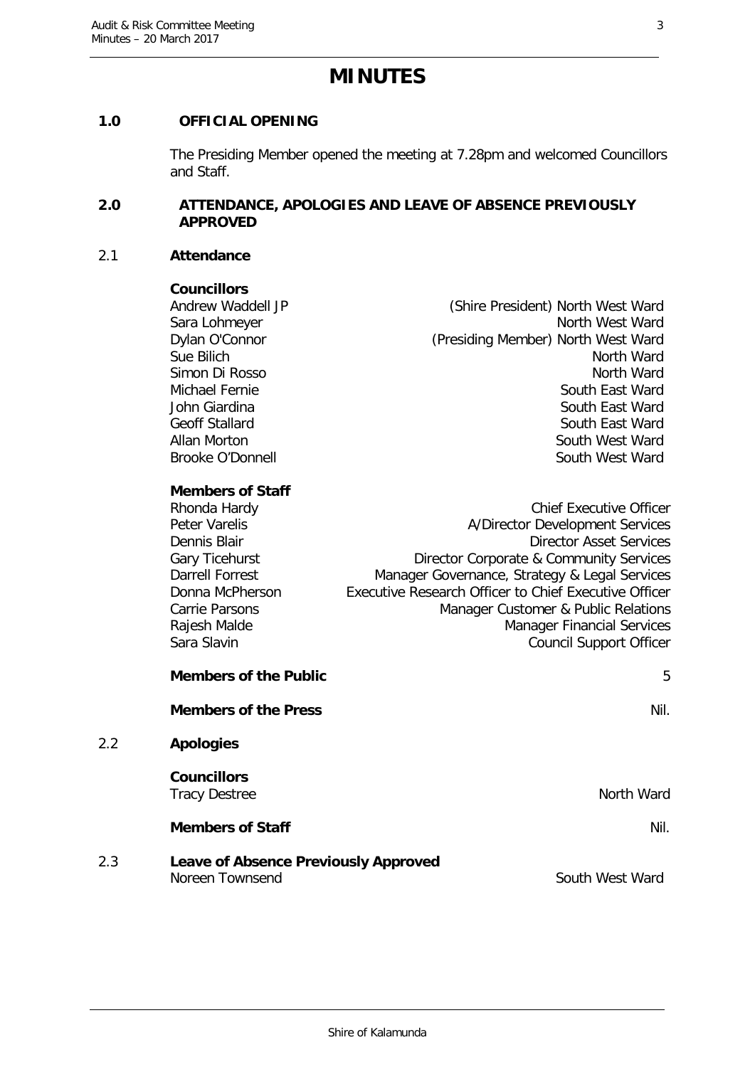# MINUTES

## 1.0 OFFICIAL OPENING

The Presiding Member opened the meeting at 7.28pm and welcomed Councillors and Staff.

## 2.0 ATTENDANCE, APOLOGIES AND LEAVE OF ABSENCE PREVIOUSLY APPROVED

### 2.1 Attendance

**Councillors**

| | |
|---|---|
| Andrew Waddell JP | (Shire President) North West Ward |
| Sara Lohmeyer | North West Ward |
| Dylan O'Connor | (Presiding Member) North West Ward |
| Sue Bilich | North Ward |
| Simon Di Rosso | North Ward |
| Michael Fernie | South East Ward |
| John Giardina | South East Ward |
| Geoff Stallard | South East Ward |
| Allan Morton | South West Ward |
| Brooke O'Donnell | South West Ward |

**Members of Staff**

| | |
|---|---|
| Rhonda Hardy | Chief Executive Officer |
| Peter Varelis | A/Director Development Services |
| Dennis Blair | Director Asset Services |
| Gary Ticehurst | Director Corporate & Community Services |
| Darrell Forrest | Manager Governance, Strategy & Legal Services |
| Donna McPherson | Executive Research Officer to Chief Executive Officer |
| Carrie Parsons | Manager Customer & Public Relations |
| Rajesh Malde | Manager Financial Services |
| Sara Slavin | Council Support Officer |

**Members of the Public** 5

**Members of the Press** Nil.

### 2.2 Apologies

**Councillors**

Tracy Destree — North Ward

**Members of Staff** Nil.

### 2.3 Leave of Absence Previously Approved

Noreen Townsend — South West Ward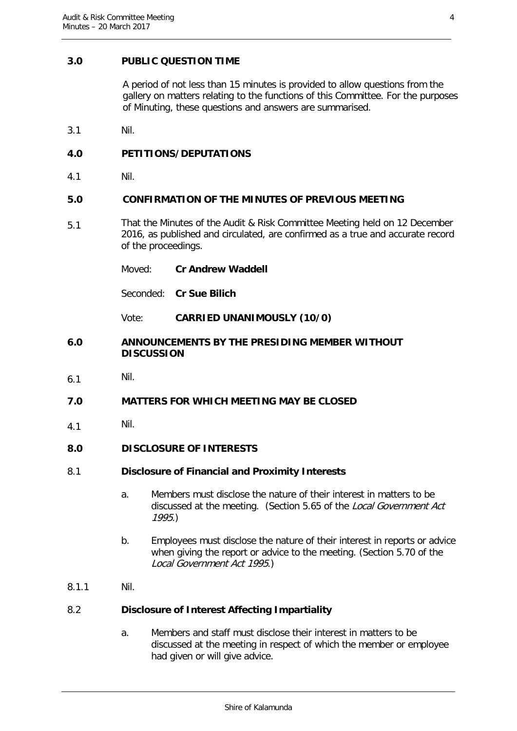## 3.0 PUBLIC QUESTION TIME

A period of not less than 15 minutes is provided to allow questions from the gallery on matters relating to the functions of this Committee. For the purposes of Minuting, these questions and answers are summarised.

3.1 Nil.

## 4.0 PETITIONS/DEPUTATIONS

4.1 Nil.

## 5.0 CONFIRMATION OF THE MINUTES OF PREVIOUS MEETING

5.1 That the Minutes of the Audit & Risk Committee Meeting held on 12 December 2016, as published and circulated, are confirmed as a true and accurate record of the proceedings.

Moved: **Cr Andrew Waddell**

Seconded: **Cr Sue Bilich**

Vote: **CARRIED UNANIMOUSLY (10/0)**

## 6.0 ANNOUNCEMENTS BY THE PRESIDING MEMBER WITHOUT DISCUSSION

6.1 Nil.

## 7.0 MATTERS FOR WHICH MEETING MAY BE CLOSED

4.1 Nil.

## 8.0 DISCLOSURE OF INTERESTS

### 8.1 Disclosure of Financial and Proximity Interests

a. Members must disclose the nature of their interest in matters to be discussed at the meeting. (Section 5.65 of the *Local Government Act 1995*.)

b. Employees must disclose the nature of their interest in reports or advice when giving the report or advice to the meeting. (Section 5.70 of the *Local Government Act 1995*.)

8.1.1 Nil.

### 8.2 Disclosure of Interest Affecting Impartiality

a. Members and staff must disclose their interest in matters to be discussed at the meeting in respect of which the member or employee had given or will give advice.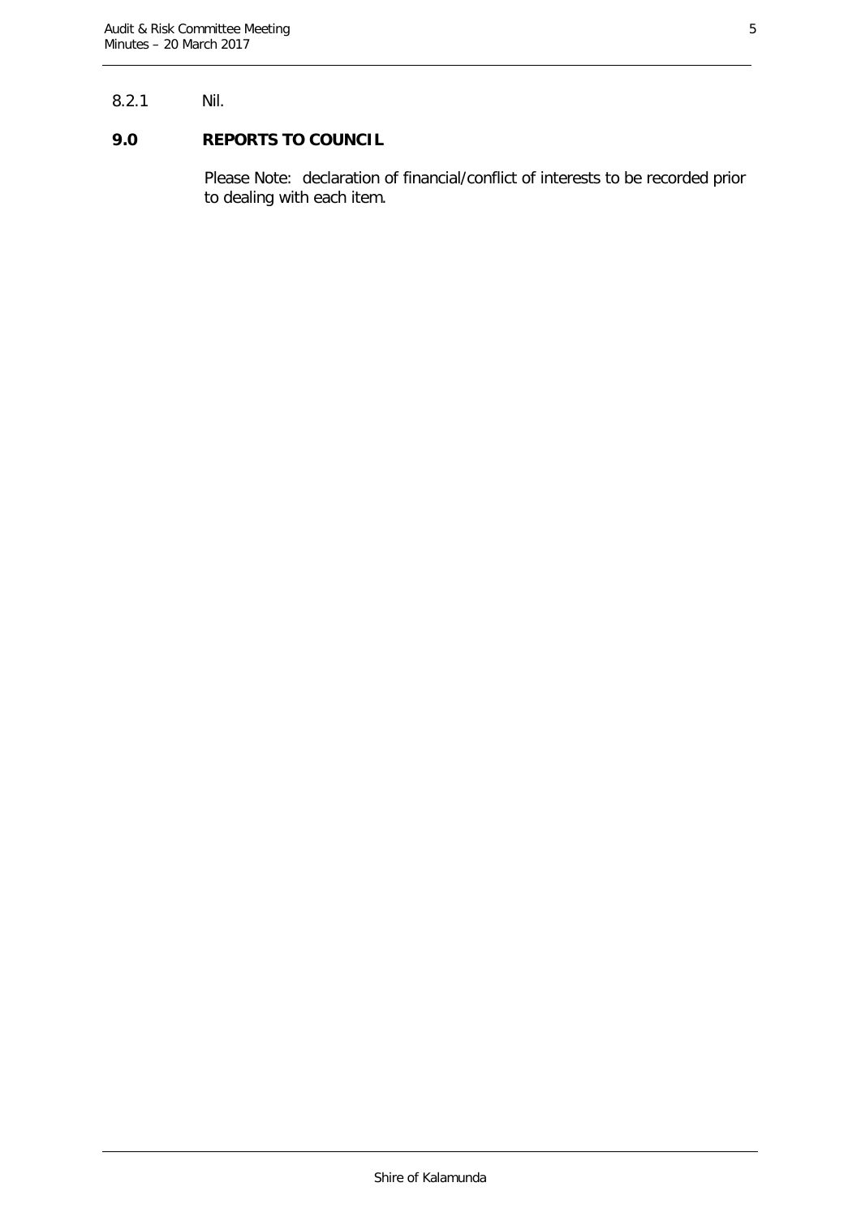8.2.1 Nil.

## 9.0 REPORTS TO COUNCIL

Please Note: declaration of financial/conflict of interests to be recorded prior to dealing with each item.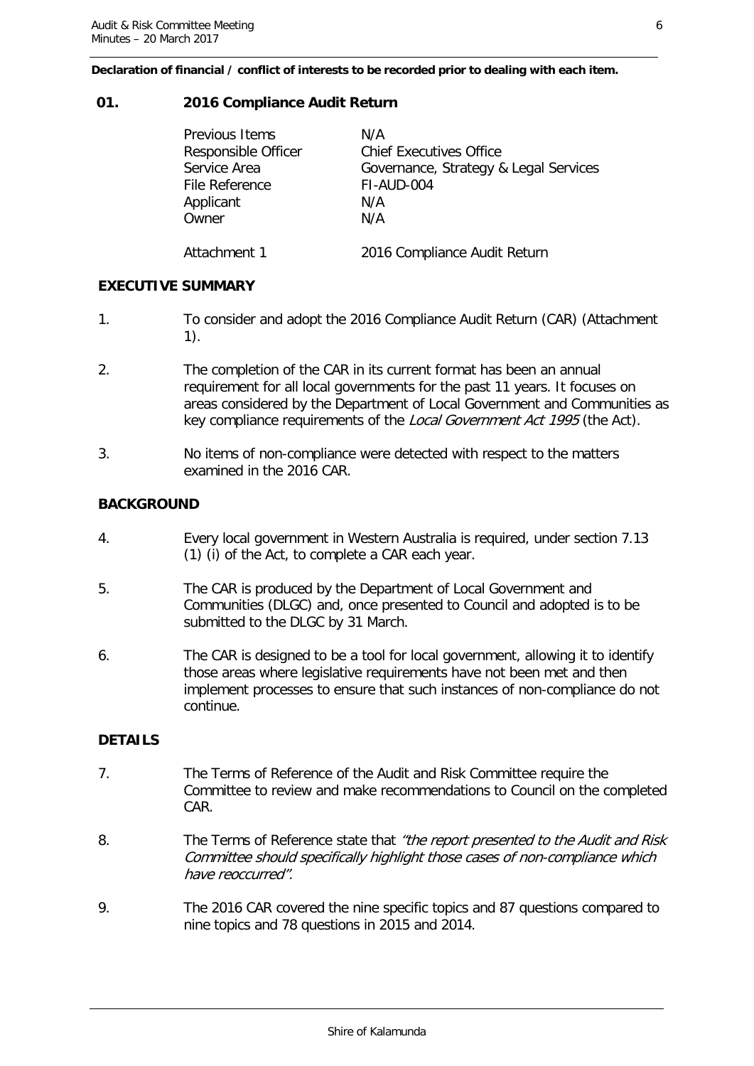**Declaration of financial / conflict of interests to be recorded prior to dealing with each item.**

## 01. 2016 Compliance Audit Return

| | |
|---|---|
| Previous Items | N/A |
| Responsible Officer | Chief Executives Office |
| Service Area | Governance, Strategy & Legal Services |
| File Reference | FI-AUD-004 |
| Applicant | N/A |
| Owner | N/A |
| Attachment 1 | 2016 Compliance Audit Return |

### EXECUTIVE SUMMARY

1. To consider and adopt the 2016 Compliance Audit Return (CAR) (Attachment 1).

2. The completion of the CAR in its current format has been an annual requirement for all local governments for the past 11 years. It focuses on areas considered by the Department of Local Government and Communities as key compliance requirements of the *Local Government Act 1995* (the Act).

3. No items of non-compliance were detected with respect to the matters examined in the 2016 CAR.

### BACKGROUND

4. Every local government in Western Australia is required, under section 7.13 (1) (i) of the Act, to complete a CAR each year.

5. The CAR is produced by the Department of Local Government and Communities (DLGC) and, once presented to Council and adopted is to be submitted to the DLGC by 31 March.

6. The CAR is designed to be a tool for local government, allowing it to identify those areas where legislative requirements have not been met and then implement processes to ensure that such instances of non-compliance do not continue.

### DETAILS

7. The Terms of Reference of the Audit and Risk Committee require the Committee to review and make recommendations to Council on the completed CAR.

8. The Terms of Reference state that *"the report presented to the Audit and Risk Committee should specifically highlight those cases of non-compliance which have reoccurred".*

9. The 2016 CAR covered the nine specific topics and 87 questions compared to nine topics and 78 questions in 2015 and 2014.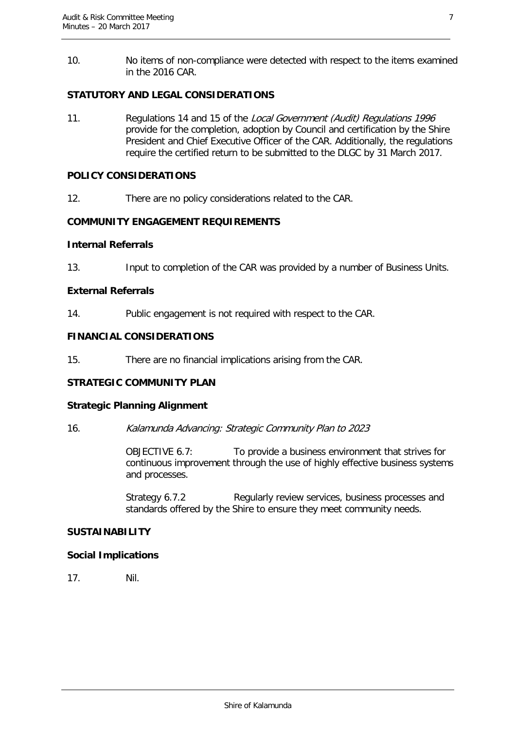10. No items of non-compliance were detected with respect to the items examined in the 2016 CAR.

**STATUTORY AND LEGAL CONSIDERATIONS**

11. Regulations 14 and 15 of the *Local Government (Audit) Regulations 1996* provide for the completion, adoption by Council and certification by the Shire President and Chief Executive Officer of the CAR. Additionally, the regulations require the certified return to be submitted to the DLGC by 31 March 2017.

**POLICY CONSIDERATIONS**

12. There are no policy considerations related to the CAR.

**COMMUNITY ENGAGEMENT REQUIREMENTS**

**Internal Referrals**

13. Input to completion of the CAR was provided by a number of Business Units.

**External Referrals**

14. Public engagement is not required with respect to the CAR.

**FINANCIAL CONSIDERATIONS**

15. There are no financial implications arising from the CAR.

**STRATEGIC COMMUNITY PLAN**

**Strategic Planning Alignment**

16. *Kalamunda Advancing: Strategic Community Plan to 2023*

OBJECTIVE 6.7: To provide a business environment that strives for continuous improvement through the use of highly effective business systems and processes.

Strategy 6.7.2 Regularly review services, business processes and standards offered by the Shire to ensure they meet community needs.

**SUSTAINABILITY**

**Social Implications**

17. Nil.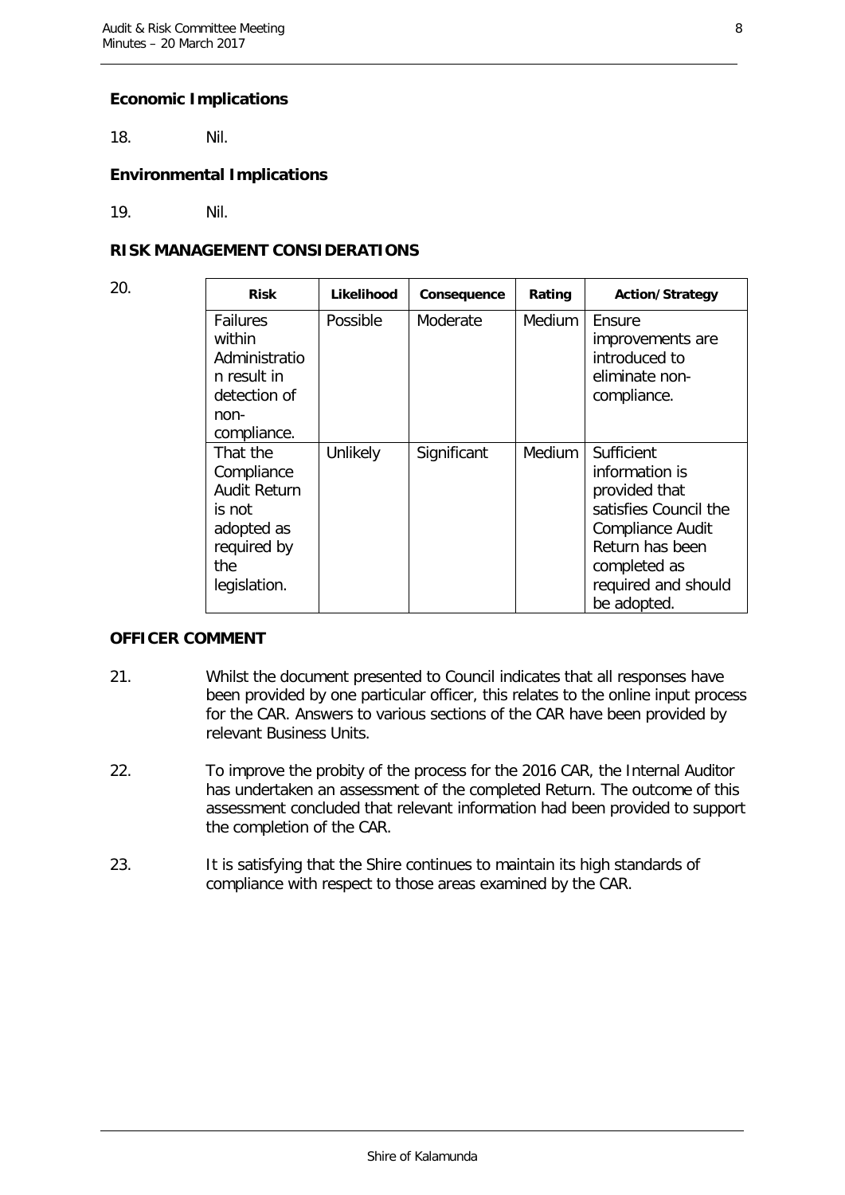### Economic Implications

18. Nil.

### Environmental Implications

19. Nil.

## RISK MANAGEMENT CONSIDERATIONS

20.

| Risk | Likelihood | Consequence | Rating | Action/Strategy |
|---|---|---|---|---|
| Failures within Administration result in detection of non-compliance. | Possible | Moderate | Medium | Ensure improvements are introduced to eliminate non-compliance. |
| That the Compliance Audit Return is not adopted as required by the legislation. | Unlikely | Significant | Medium | Sufficient information is provided that satisfies Council the Compliance Audit Return has been completed as required and should be adopted. |

## OFFICER COMMENT

21. Whilst the document presented to Council indicates that all responses have been provided by one particular officer, this relates to the online input process for the CAR. Answers to various sections of the CAR have been provided by relevant Business Units.

22. To improve the probity of the process for the 2016 CAR, the Internal Auditor has undertaken an assessment of the completed Return. The outcome of this assessment concluded that relevant information had been provided to support the completion of the CAR.

23. It is satisfying that the Shire continues to maintain its high standards of compliance with respect to those areas examined by the CAR.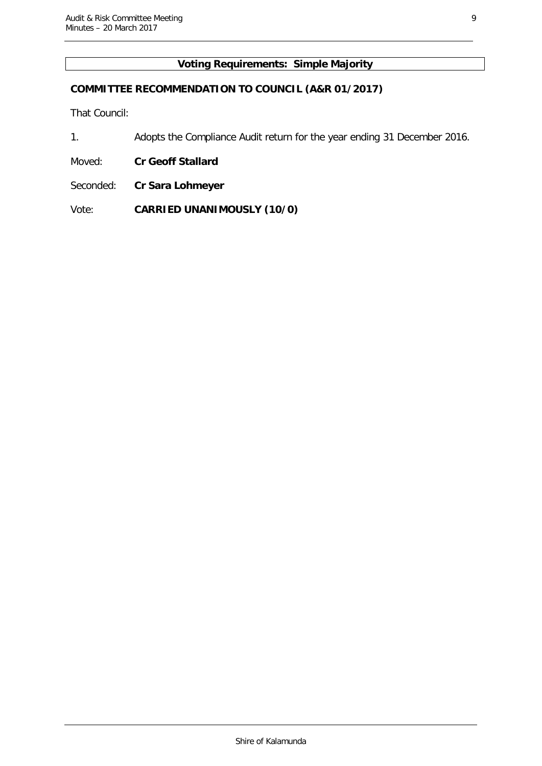**Voting Requirements: Simple Majority**

**COMMITTEE RECOMMENDATION TO COUNCIL (A&R 01/2017)**

That Council:

1. Adopts the Compliance Audit return for the year ending 31 December 2016.

Moved: **Cr Geoff Stallard**

Seconded: **Cr Sara Lohmeyer**

Vote: **CARRIED UNANIMOUSLY (10/0)**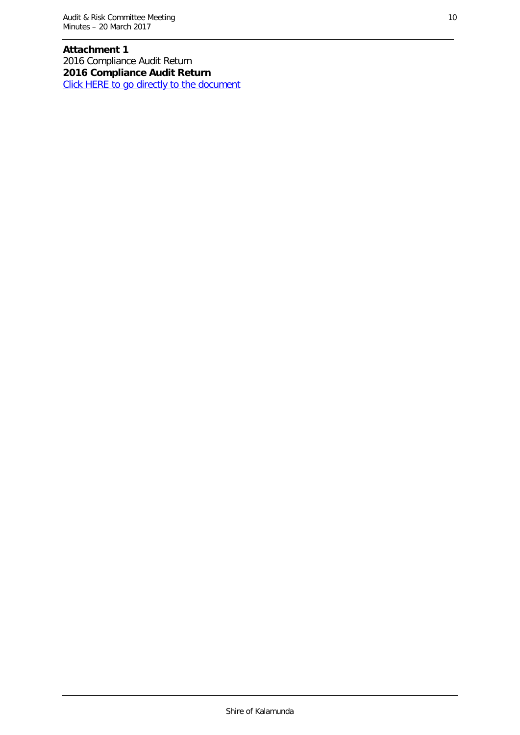**Attachment 1**

2016 Compliance Audit Return

**2016 Compliance Audit Return**

Click HERE to go directly to the document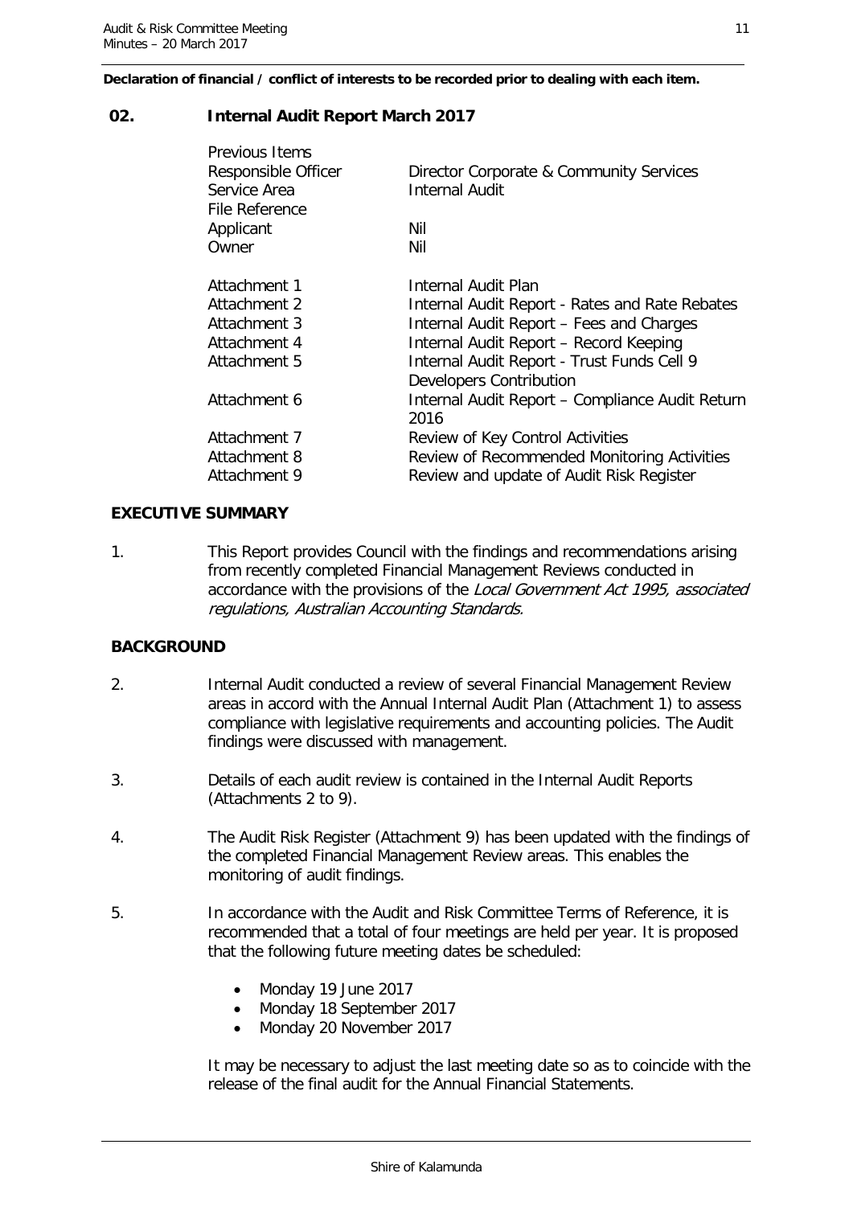**Declaration of financial / conflict of interests to be recorded prior to dealing with each item.**

## 02. Internal Audit Report March 2017

| | |
|---|---|
| Previous Items | |
| Responsible Officer | Director Corporate & Community Services |
| Service Area | Internal Audit |
| File Reference | |
| Applicant | Nil |
| Owner | Nil |
| | |
| Attachment 1 | Internal Audit Plan |
| Attachment 2 | Internal Audit Report - Rates and Rate Rebates |
| Attachment 3 | Internal Audit Report – Fees and Charges |
| Attachment 4 | Internal Audit Report – Record Keeping |
| Attachment 5 | Internal Audit Report - Trust Funds Cell 9 Developers Contribution |
| Attachment 6 | Internal Audit Report – Compliance Audit Return 2016 |
| Attachment 7 | Review of Key Control Activities |
| Attachment 8 | Review of Recommended Monitoring Activities |
| Attachment 9 | Review and update of Audit Risk Register |

### EXECUTIVE SUMMARY

1. This Report provides Council with the findings and recommendations arising from recently completed Financial Management Reviews conducted in accordance with the provisions of the *Local Government Act 1995, associated regulations, Australian Accounting Standards.*

### BACKGROUND

2. Internal Audit conducted a review of several Financial Management Review areas in accord with the Annual Internal Audit Plan (Attachment 1) to assess compliance with legislative requirements and accounting policies. The Audit findings were discussed with management.

3. Details of each audit review is contained in the Internal Audit Reports (Attachments 2 to 9).

4. The Audit Risk Register (Attachment 9) has been updated with the findings of the completed Financial Management Review areas. This enables the monitoring of audit findings.

5. In accordance with the Audit and Risk Committee Terms of Reference, it is recommended that a total of four meetings are held per year. It is proposed that the following future meeting dates be scheduled:

   - Monday 19 June 2017
   - Monday 18 September 2017
   - Monday 20 November 2017

   It may be necessary to adjust the last meeting date so as to coincide with the release of the final audit for the Annual Financial Statements.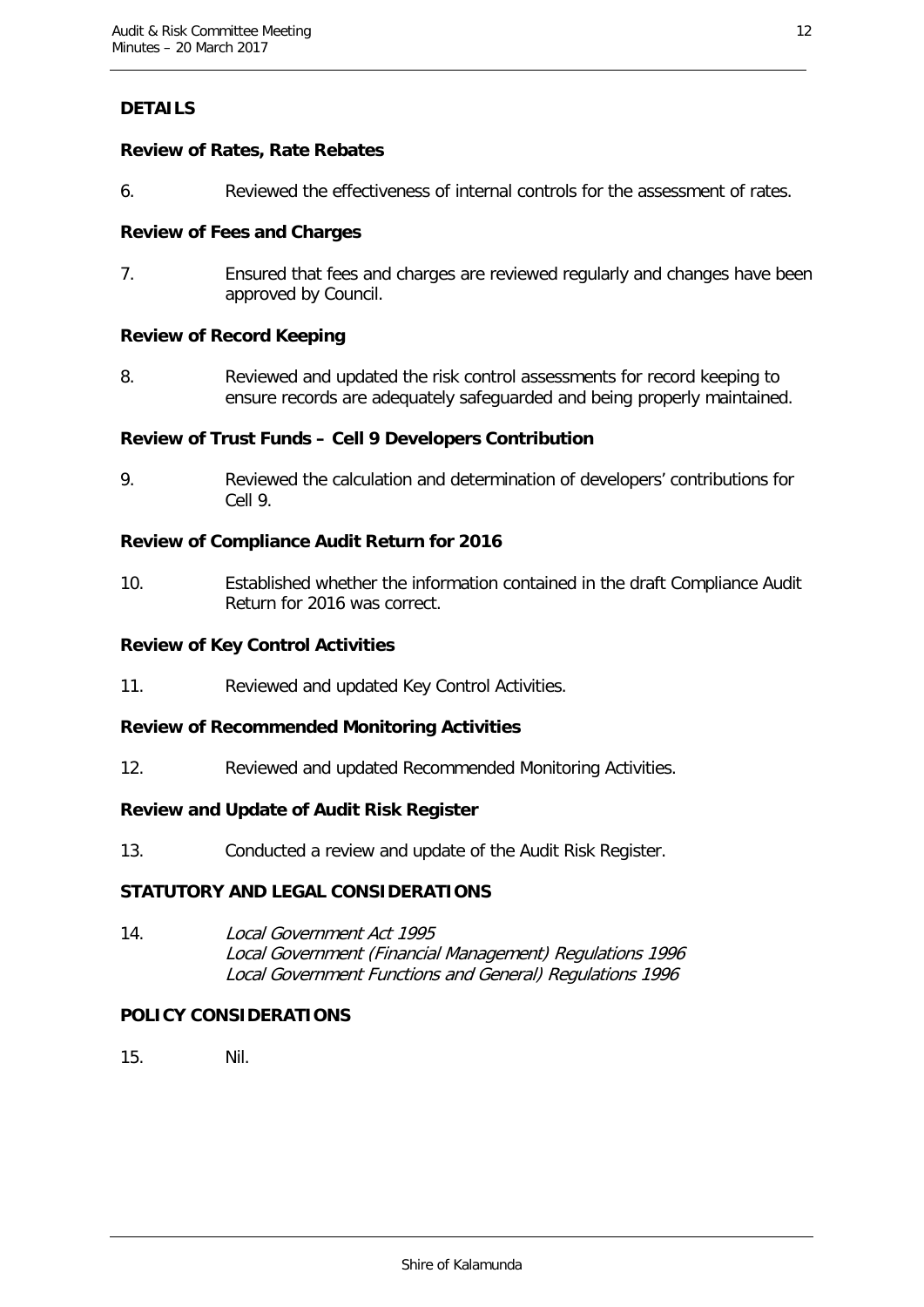**DETAILS**

**Review of Rates, Rate Rebates**

6. Reviewed the effectiveness of internal controls for the assessment of rates.

**Review of Fees and Charges**

7. Ensured that fees and charges are reviewed regularly and changes have been approved by Council.

**Review of Record Keeping**

8. Reviewed and updated the risk control assessments for record keeping to ensure records are adequately safeguarded and being properly maintained.

**Review of Trust Funds – Cell 9 Developers Contribution**

9. Reviewed the calculation and determination of developers' contributions for Cell 9.

**Review of Compliance Audit Return for 2016**

10. Established whether the information contained in the draft Compliance Audit Return for 2016 was correct.

**Review of Key Control Activities**

11. Reviewed and updated Key Control Activities.

**Review of Recommended Monitoring Activities**

12. Reviewed and updated Recommended Monitoring Activities.

**Review and Update of Audit Risk Register**

13. Conducted a review and update of the Audit Risk Register.

**STATUTORY AND LEGAL CONSIDERATIONS**

14. *Local Government Act 1995*
 *Local Government (Financial Management) Regulations 1996*
 *Local Government Functions and General) Regulations 1996*

**POLICY CONSIDERATIONS**

15. Nil.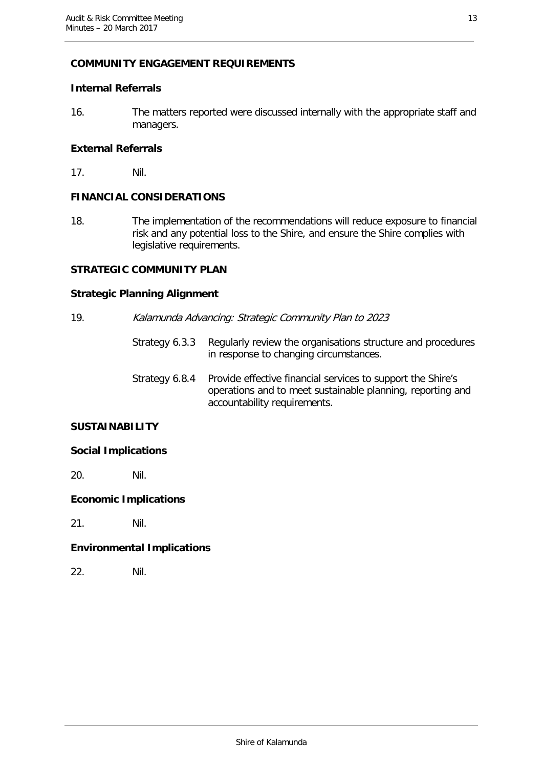## COMMUNITY ENGAGEMENT REQUIREMENTS

### Internal Referrals

16. The matters reported were discussed internally with the appropriate staff and managers.

### External Referrals

17. Nil.

## FINANCIAL CONSIDERATIONS

18. The implementation of the recommendations will reduce exposure to financial risk and any potential loss to the Shire, and ensure the Shire complies with legislative requirements.

## STRATEGIC COMMUNITY PLAN

### Strategic Planning Alignment

19. *Kalamunda Advancing: Strategic Community Plan to 2023*

    Strategy 6.3.3 Regularly review the organisations structure and procedures in response to changing circumstances.

    Strategy 6.8.4 Provide effective financial services to support the Shire's operations and to meet sustainable planning, reporting and accountability requirements.

## SUSTAINABILITY

### Social Implications

20. Nil.

### Economic Implications

21. Nil.

### Environmental Implications

22. Nil.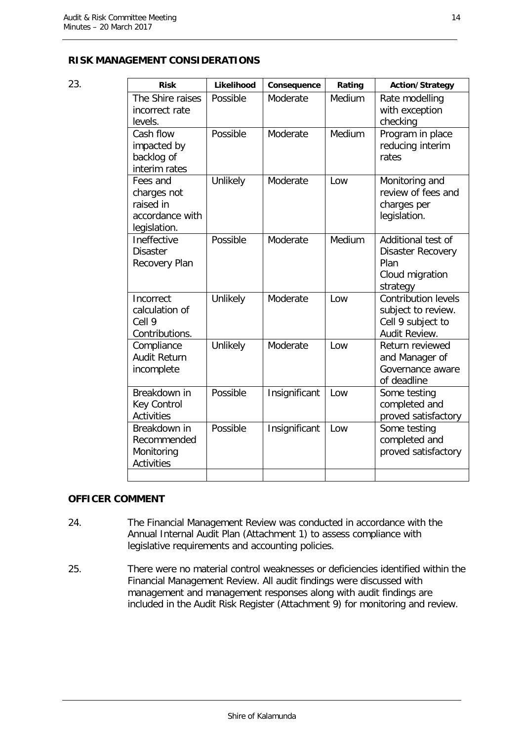## RISK MANAGEMENT CONSIDERATIONS

23.

| Risk | Likelihood | Consequence | Rating | Action/Strategy |
|---|---|---|---|---|
| The Shire raises incorrect rate levels. | Possible | Moderate | Medium | Rate modelling with exception checking |
| Cash flow impacted by backlog of interim rates | Possible | Moderate | Medium | Program in place reducing interim rates |
| Fees and charges not raised in accordance with legislation. | Unlikely | Moderate | Low | Monitoring and review of fees and charges per legislation. |
| Ineffective Disaster Recovery Plan | Possible | Moderate | Medium | Additional test of Disaster Recovery Plan<br>Cloud migration strategy |
| Incorrect calculation of Cell 9 Contributions. | Unlikely | Moderate | Low | Contribution levels subject to review. Cell 9 subject to Audit Review. |
| Compliance Audit Return incomplete | Unlikely | Moderate | Low | Return reviewed and Manager of Governance aware of deadline |
| Breakdown in Key Control Activities | Possible | Insignificant | Low | Some testing completed and proved satisfactory |
| Breakdown in Recommended Monitoring Activities | Possible | Insignificant | Low | Some testing completed and proved satisfactory |
| | | | | |

## OFFICER COMMENT

24. The Financial Management Review was conducted in accordance with the Annual Internal Audit Plan (Attachment 1) to assess compliance with legislative requirements and accounting policies.

25. There were no material control weaknesses or deficiencies identified within the Financial Management Review. All audit findings were discussed with management and management responses along with audit findings are included in the Audit Risk Register (Attachment 9) for monitoring and review.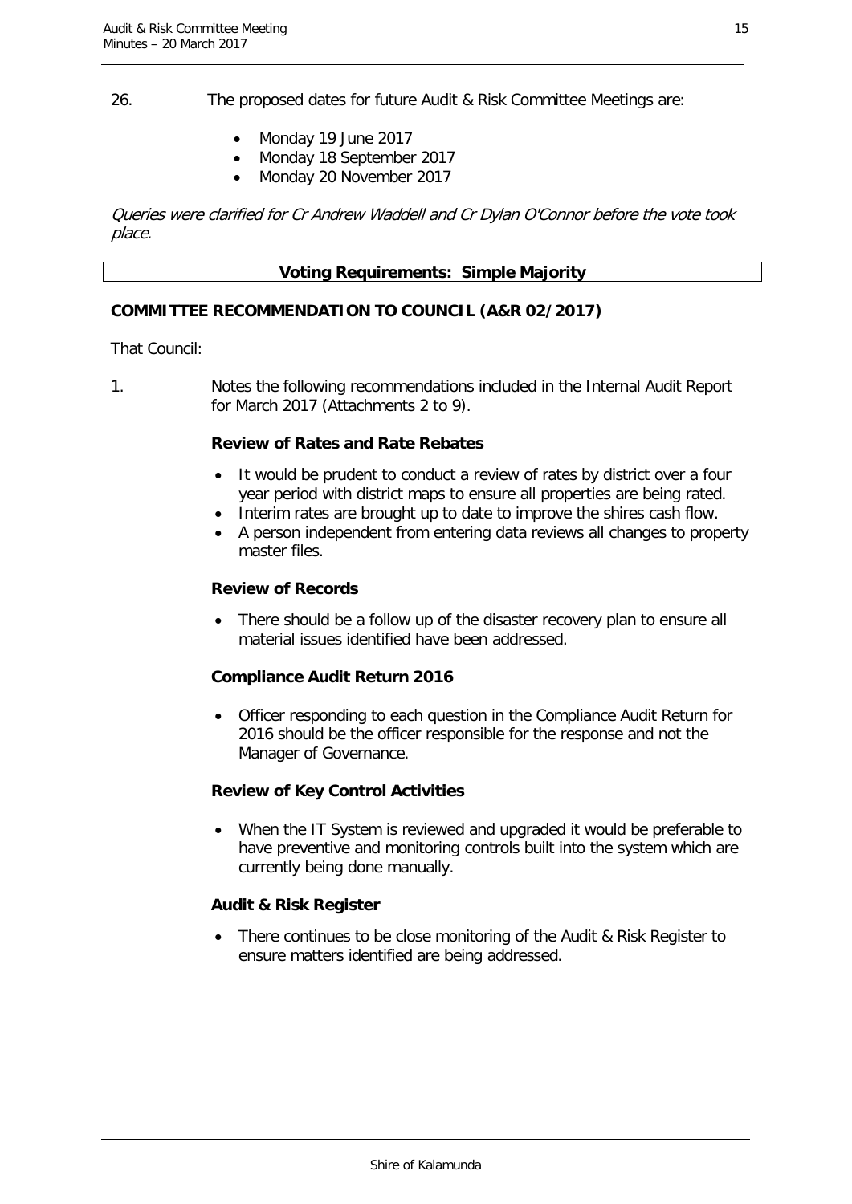26. The proposed dates for future Audit & Risk Committee Meetings are:

- Monday 19 June 2017
- Monday 18 September 2017
- Monday 20 November 2017

*Queries were clarified for Cr Andrew Waddell and Cr Dylan O'Connor before the vote took place.*

**Voting Requirements: Simple Majority**

**COMMITTEE RECOMMENDATION TO COUNCIL (A&R 02/2017)**

That Council:

1. Notes the following recommendations included in the Internal Audit Report for March 2017 (Attachments 2 to 9).

**Review of Rates and Rate Rebates**

- It would be prudent to conduct a review of rates by district over a four year period with district maps to ensure all properties are being rated.
- Interim rates are brought up to date to improve the shires cash flow.
- A person independent from entering data reviews all changes to property master files.

**Review of Records**

- There should be a follow up of the disaster recovery plan to ensure all material issues identified have been addressed.

**Compliance Audit Return 2016**

- Officer responding to each question in the Compliance Audit Return for 2016 should be the officer responsible for the response and not the Manager of Governance.

**Review of Key Control Activities**

- When the IT System is reviewed and upgraded it would be preferable to have preventive and monitoring controls built into the system which are currently being done manually.

**Audit & Risk Register**

- There continues to be close monitoring of the Audit & Risk Register to ensure matters identified are being addressed.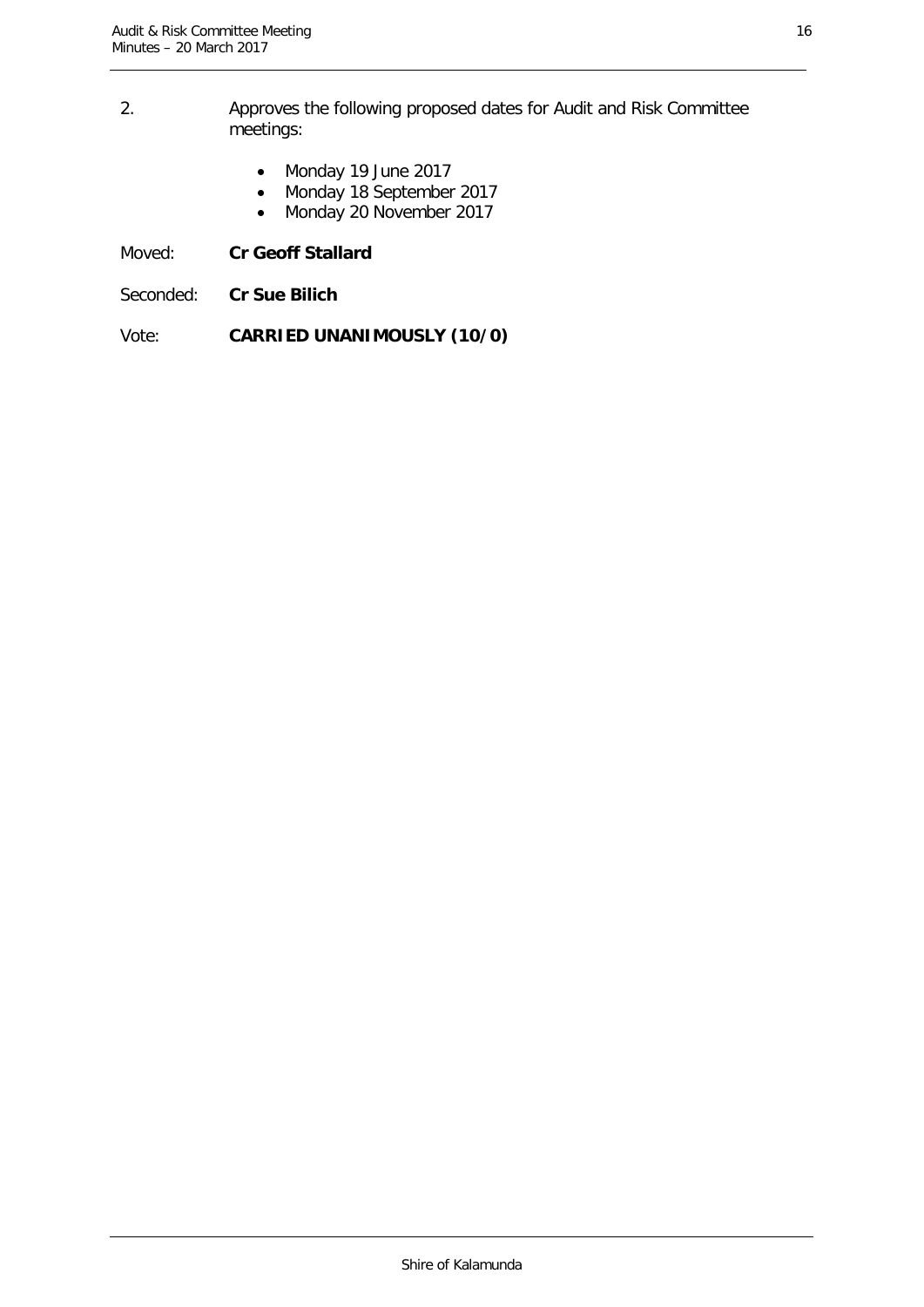2. Approves the following proposed dates for Audit and Risk Committee meetings:

   - Monday 19 June 2017
   - Monday 18 September 2017
   - Monday 20 November 2017

Moved: **Cr Geoff Stallard**

Seconded: **Cr Sue Bilich**

Vote: **CARRIED UNANIMOUSLY (10/0)**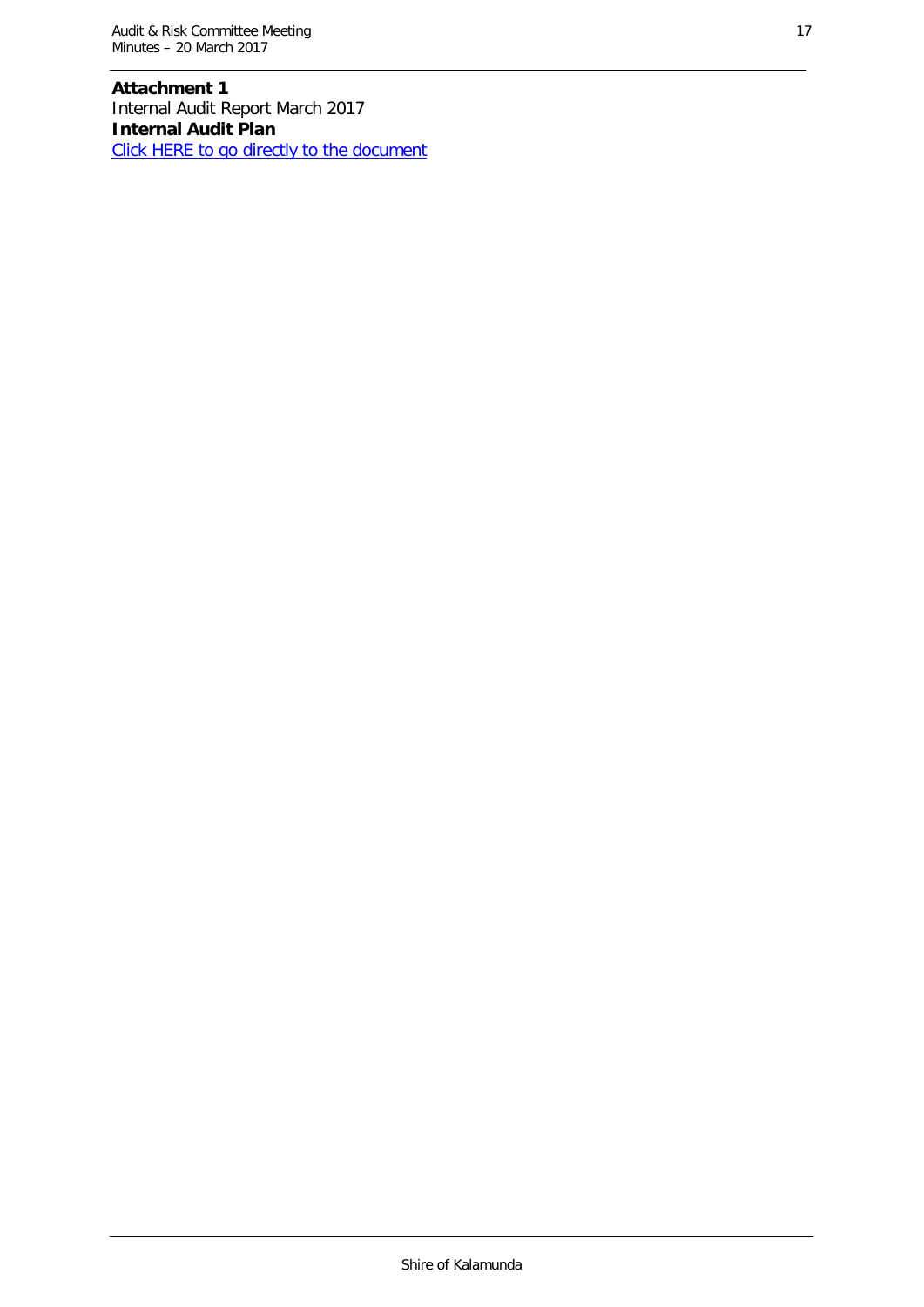**Attachment 1**

Internal Audit Report March 2017

**Internal Audit Plan**

Click HERE to go directly to the document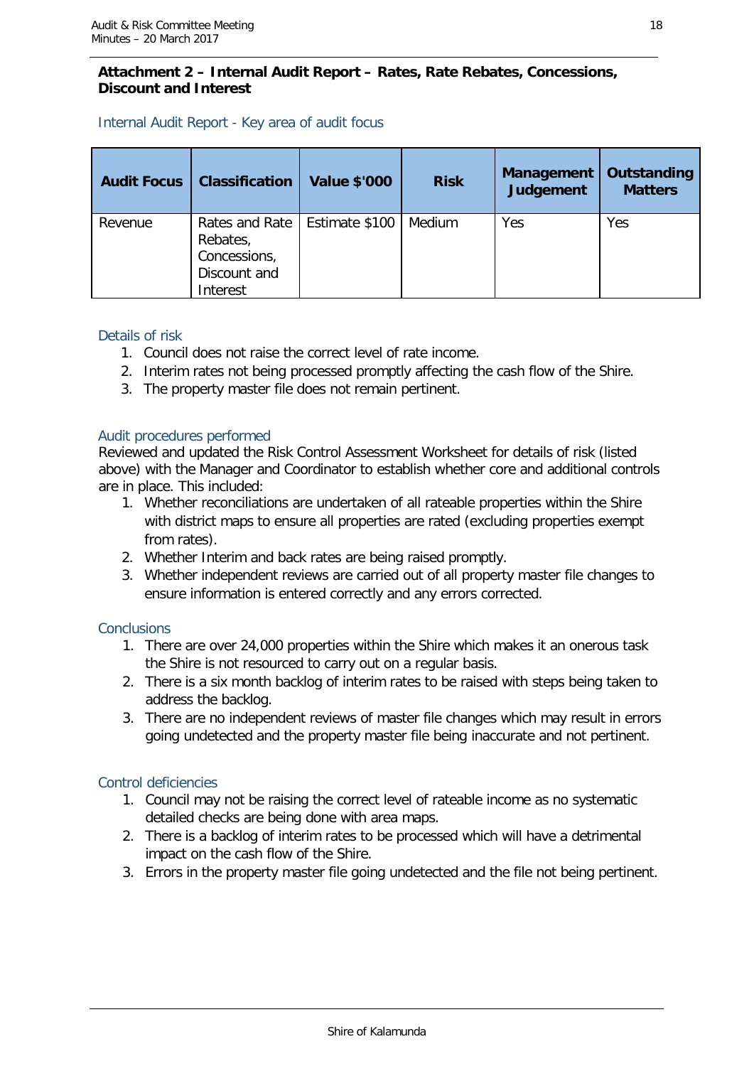**Attachment 2 – Internal Audit Report – Rates, Rate Rebates, Concessions, Discount and Interest**

Internal Audit Report - Key area of audit focus

| Audit Focus | Classification | Value $'000 | Risk | Management Judgement | Outstanding Matters |
|---|---|---|---|---|---|
| Revenue | Rates and Rate Rebates, Concessions, Discount and Interest | Estimate $100 | Medium | Yes | Yes |

Details of risk

1. Council does not raise the correct level of rate income.
2. Interim rates not being processed promptly affecting the cash flow of the Shire.
3. The property master file does not remain pertinent.

Audit procedures performed

Reviewed and updated the Risk Control Assessment Worksheet for details of risk (listed above) with the Manager and Coordinator to establish whether core and additional controls are in place. This included:

1. Whether reconciliations are undertaken of all rateable properties within the Shire with district maps to ensure all properties are rated (excluding properties exempt from rates).
2. Whether Interim and back rates are being raised promptly.
3. Whether independent reviews are carried out of all property master file changes to ensure information is entered correctly and any errors corrected.

Conclusions

1. There are over 24,000 properties within the Shire which makes it an onerous task the Shire is not resourced to carry out on a regular basis.
2. There is a six month backlog of interim rates to be raised with steps being taken to address the backlog.
3. There are no independent reviews of master file changes which may result in errors going undetected and the property master file being inaccurate and not pertinent.

Control deficiencies

1. Council may not be raising the correct level of rateable income as no systematic detailed checks are being done with area maps.
2. There is a backlog of interim rates to be processed which will have a detrimental impact on the cash flow of the Shire.
3. Errors in the property master file going undetected and the file not being pertinent.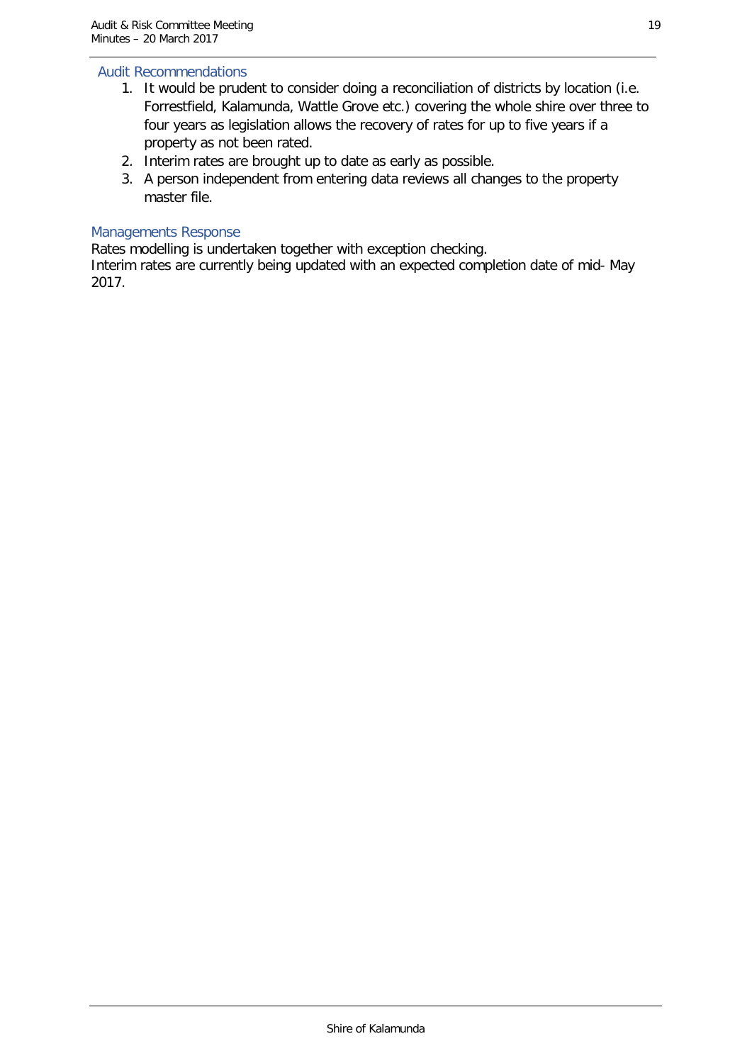### Audit Recommendations

1. It would be prudent to consider doing a reconciliation of districts by location (i.e. Forrestfield, Kalamunda, Wattle Grove etc.) covering the whole shire over three to four years as legislation allows the recovery of rates for up to five years if a property as not been rated.
2. Interim rates are brought up to date as early as possible.
3. A person independent from entering data reviews all changes to the property master file.

### Managements Response

Rates modelling is undertaken together with exception checking.
Interim rates are currently being updated with an expected completion date of mid- May 2017.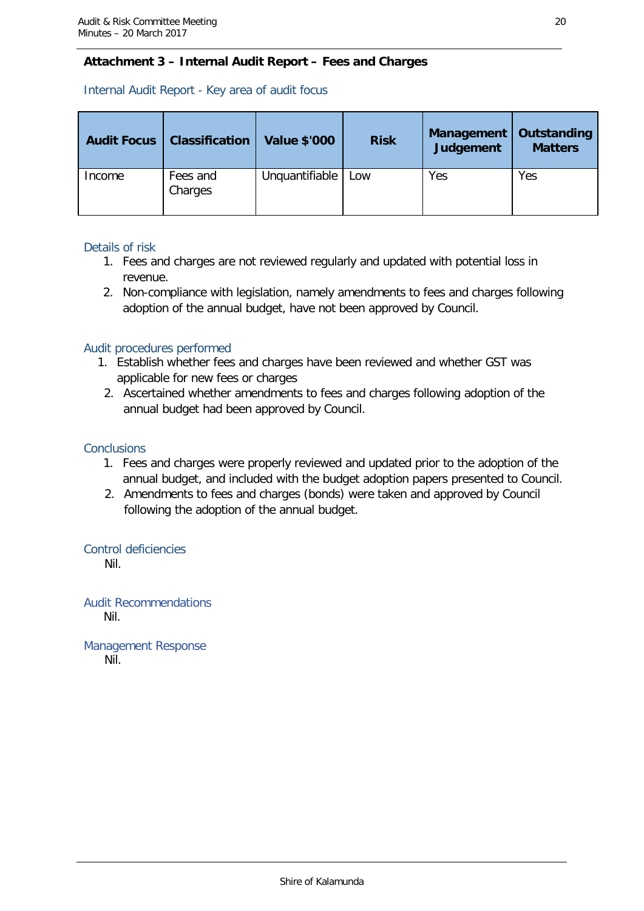## Attachment 3 – Internal Audit Report – Fees and Charges

### Internal Audit Report - Key area of audit focus

| Audit Focus | Classification | Value $'000 | Risk | Management Judgement | Outstanding Matters |
|---|---|---|---|---|---|
| Income | Fees and Charges | Unquantifiable | Low | Yes | Yes |

### Details of risk

1. Fees and charges are not reviewed regularly and updated with potential loss in revenue.
2. Non-compliance with legislation, namely amendments to fees and charges following adoption of the annual budget, have not been approved by Council.

### Audit procedures performed

1. Establish whether fees and charges have been reviewed and whether GST was applicable for new fees or charges
2. Ascertained whether amendments to fees and charges following adoption of the annual budget had been approved by Council.

### Conclusions

1. Fees and charges were properly reviewed and updated prior to the adoption of the annual budget, and included with the budget adoption papers presented to Council.
2. Amendments to fees and charges (bonds) were taken and approved by Council following the adoption of the annual budget.

### Control deficiencies

Nil.

### Audit Recommendations

Nil.

### Management Response

Nil.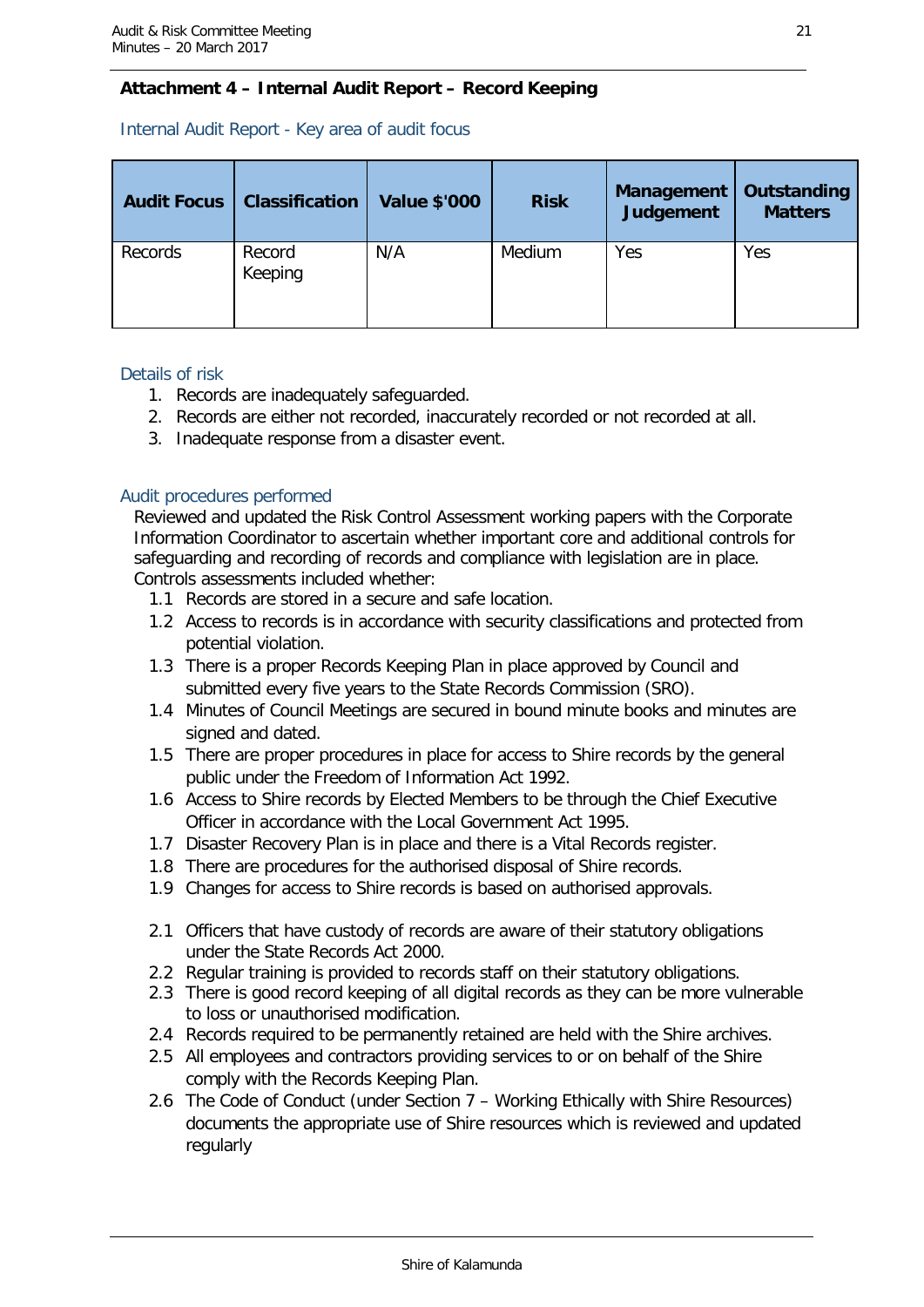**Attachment 4 – Internal Audit Report – Record Keeping**

## Internal Audit Report - Key area of audit focus

| Audit Focus | Classification | Value $'000 | Risk | Management Judgement | Outstanding Matters |
|---|---|---|---|---|---|
| Records | Record Keeping | N/A | Medium | Yes | Yes |

### Details of risk

1. Records are inadequately safeguarded.
2. Records are either not recorded, inaccurately recorded or not recorded at all.
3. Inadequate response from a disaster event.

### Audit procedures performed

Reviewed and updated the Risk Control Assessment working papers with the Corporate Information Coordinator to ascertain whether important core and additional controls for safeguarding and recording of records and compliance with legislation are in place. Controls assessments included whether:

- 1.1 Records are stored in a secure and safe location.
- 1.2 Access to records is in accordance with security classifications and protected from potential violation.
- 1.3 There is a proper Records Keeping Plan in place approved by Council and submitted every five years to the State Records Commission (SRO).
- 1.4 Minutes of Council Meetings are secured in bound minute books and minutes are signed and dated.
- 1.5 There are proper procedures in place for access to Shire records by the general public under the Freedom of Information Act 1992.
- 1.6 Access to Shire records by Elected Members to be through the Chief Executive Officer in accordance with the Local Government Act 1995.
- 1.7 Disaster Recovery Plan is in place and there is a Vital Records register.
- 1.8 There are procedures for the authorised disposal of Shire records.
- 1.9 Changes for access to Shire records is based on authorised approvals.

- 2.1 Officers that have custody of records are aware of their statutory obligations under the State Records Act 2000.
- 2.2 Regular training is provided to records staff on their statutory obligations.
- 2.3 There is good record keeping of all digital records as they can be more vulnerable to loss or unauthorised modification.
- 2.4 Records required to be permanently retained are held with the Shire archives.
- 2.5 All employees and contractors providing services to or on behalf of the Shire comply with the Records Keeping Plan.
- 2.6 The Code of Conduct (under Section 7 – Working Ethically with Shire Resources) documents the appropriate use of Shire resources which is reviewed and updated regularly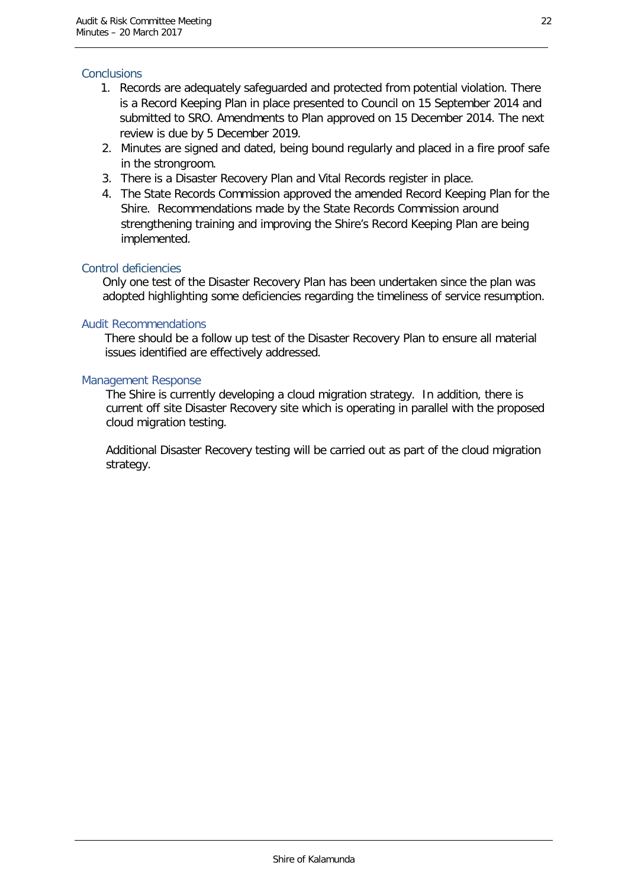### Conclusions

1. Records are adequately safeguarded and protected from potential violation. There is a Record Keeping Plan in place presented to Council on 15 September 2014 and submitted to SRO. Amendments to Plan approved on 15 December 2014. The next review is due by 5 December 2019.
2. Minutes are signed and dated, being bound regularly and placed in a fire proof safe in the strongroom.
3. There is a Disaster Recovery Plan and Vital Records register in place.
4. The State Records Commission approved the amended Record Keeping Plan for the Shire. Recommendations made by the State Records Commission around strengthening training and improving the Shire's Record Keeping Plan are being implemented.

### Control deficiencies

Only one test of the Disaster Recovery Plan has been undertaken since the plan was adopted highlighting some deficiencies regarding the timeliness of service resumption.

### Audit Recommendations

There should be a follow up test of the Disaster Recovery Plan to ensure all material issues identified are effectively addressed.

### Management Response

The Shire is currently developing a cloud migration strategy. In addition, there is current off site Disaster Recovery site which is operating in parallel with the proposed cloud migration testing.

Additional Disaster Recovery testing will be carried out as part of the cloud migration strategy.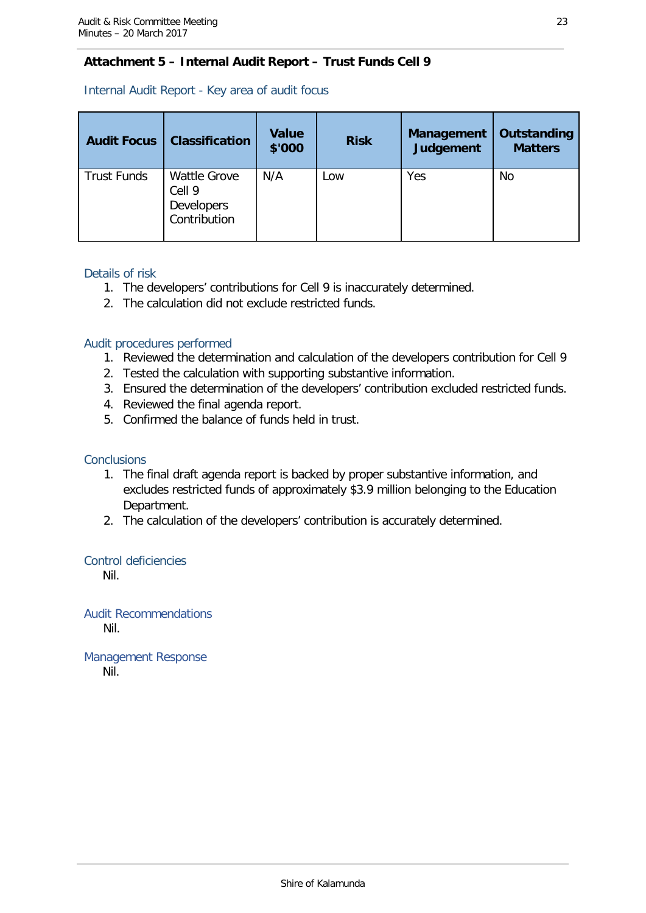**Attachment 5 – Internal Audit Report – Trust Funds Cell 9**

### Internal Audit Report - Key area of audit focus

| Audit Focus | Classification | Value $'000 | Risk | Management Judgement | Outstanding Matters |
|---|---|---|---|---|---|
| Trust Funds | Wattle Grove Cell 9 Developers Contribution | N/A | Low | Yes | No |

### Details of risk

1. The developers' contributions for Cell 9 is inaccurately determined.
2. The calculation did not exclude restricted funds.

### Audit procedures performed

1. Reviewed the determination and calculation of the developers contribution for Cell 9
2. Tested the calculation with supporting substantive information.
3. Ensured the determination of the developers' contribution excluded restricted funds.
4. Reviewed the final agenda report.
5. Confirmed the balance of funds held in trust.

### Conclusions

1. The final draft agenda report is backed by proper substantive information, and excludes restricted funds of approximately $3.9 million belonging to the Education Department.
2. The calculation of the developers' contribution is accurately determined.

### Control deficiencies

Nil.

### Audit Recommendations

Nil.

### Management Response

Nil.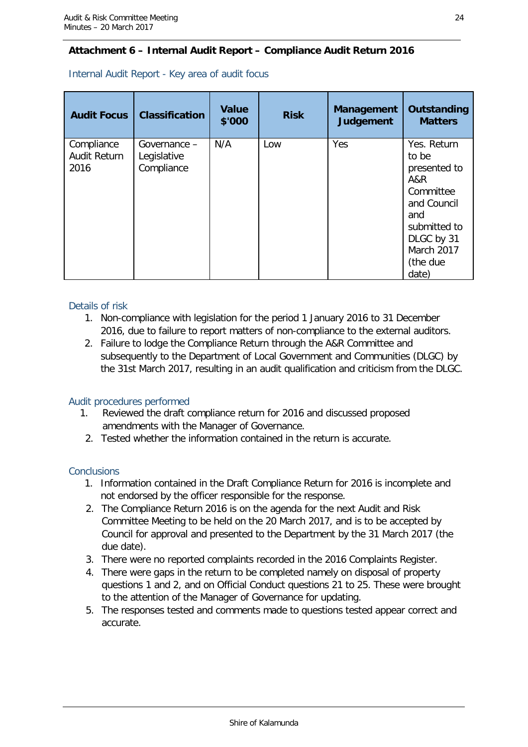**Attachment 6 – Internal Audit Report – Compliance Audit Return 2016**

Internal Audit Report - Key area of audit focus

| Audit Focus | Classification | Value $'000 | Risk | Management Judgement | Outstanding Matters |
|---|---|---|---|---|---|
| Compliance Audit Return 2016 | Governance – Legislative Compliance | N/A | Low | Yes | Yes. Return to be presented to A&R Committee and Council and submitted to DLGC by 31 March 2017 (the due date) |

Details of risk

1. Non-compliance with legislation for the period 1 January 2016 to 31 December 2016, due to failure to report matters of non-compliance to the external auditors.
2. Failure to lodge the Compliance Return through the A&R Committee and subsequently to the Department of Local Government and Communities (DLGC) by the 31st March 2017, resulting in an audit qualification and criticism from the DLGC.

Audit procedures performed

1. Reviewed the draft compliance return for 2016 and discussed proposed amendments with the Manager of Governance.
2. Tested whether the information contained in the return is accurate.

Conclusions

1. Information contained in the Draft Compliance Return for 2016 is incomplete and not endorsed by the officer responsible for the response.
2. The Compliance Return 2016 is on the agenda for the next Audit and Risk Committee Meeting to be held on the 20 March 2017, and is to be accepted by Council for approval and presented to the Department by the 31 March 2017 (the due date).
3. There were no reported complaints recorded in the 2016 Complaints Register.
4. There were gaps in the return to be completed namely on disposal of property questions 1 and 2, and on Official Conduct questions 21 to 25. These were brought to the attention of the Manager of Governance for updating.
5. The responses tested and comments made to questions tested appear correct and accurate.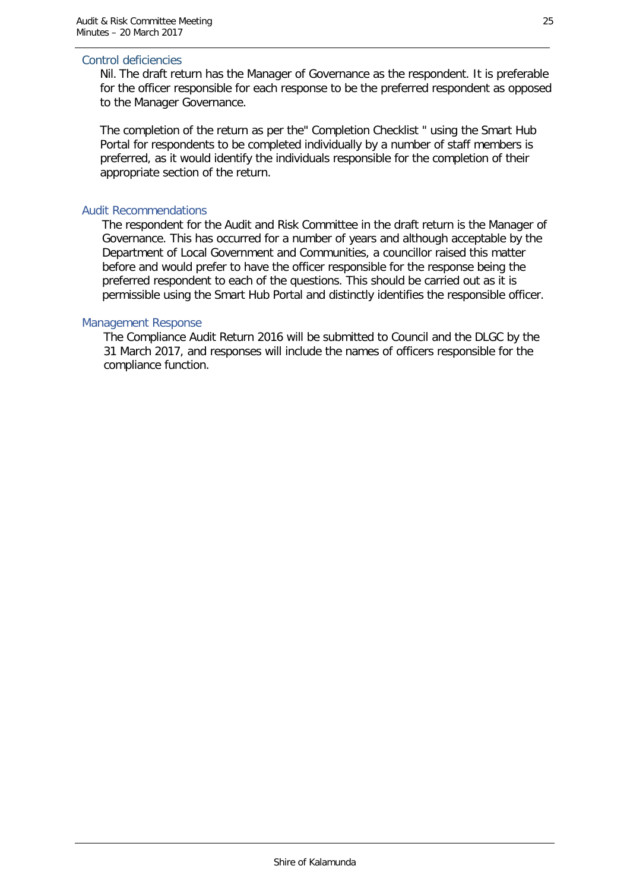### Control deficiencies

Nil. The draft return has the Manager of Governance as the respondent. It is preferable for the officer responsible for each response to be the preferred respondent as opposed to the Manager Governance.

The completion of the return as per the" Completion Checklist " using the Smart Hub Portal for respondents to be completed individually by a number of staff members is preferred, as it would identify the individuals responsible for the completion of their appropriate section of the return.

### Audit Recommendations

The respondent for the Audit and Risk Committee in the draft return is the Manager of Governance. This has occurred for a number of years and although acceptable by the Department of Local Government and Communities, a councillor raised this matter before and would prefer to have the officer responsible for the response being the preferred respondent to each of the questions. This should be carried out as it is permissible using the Smart Hub Portal and distinctly identifies the responsible officer.

### Management Response

The Compliance Audit Return 2016 will be submitted to Council and the DLGC by the 31 March 2017, and responses will include the names of officers responsible for the compliance function.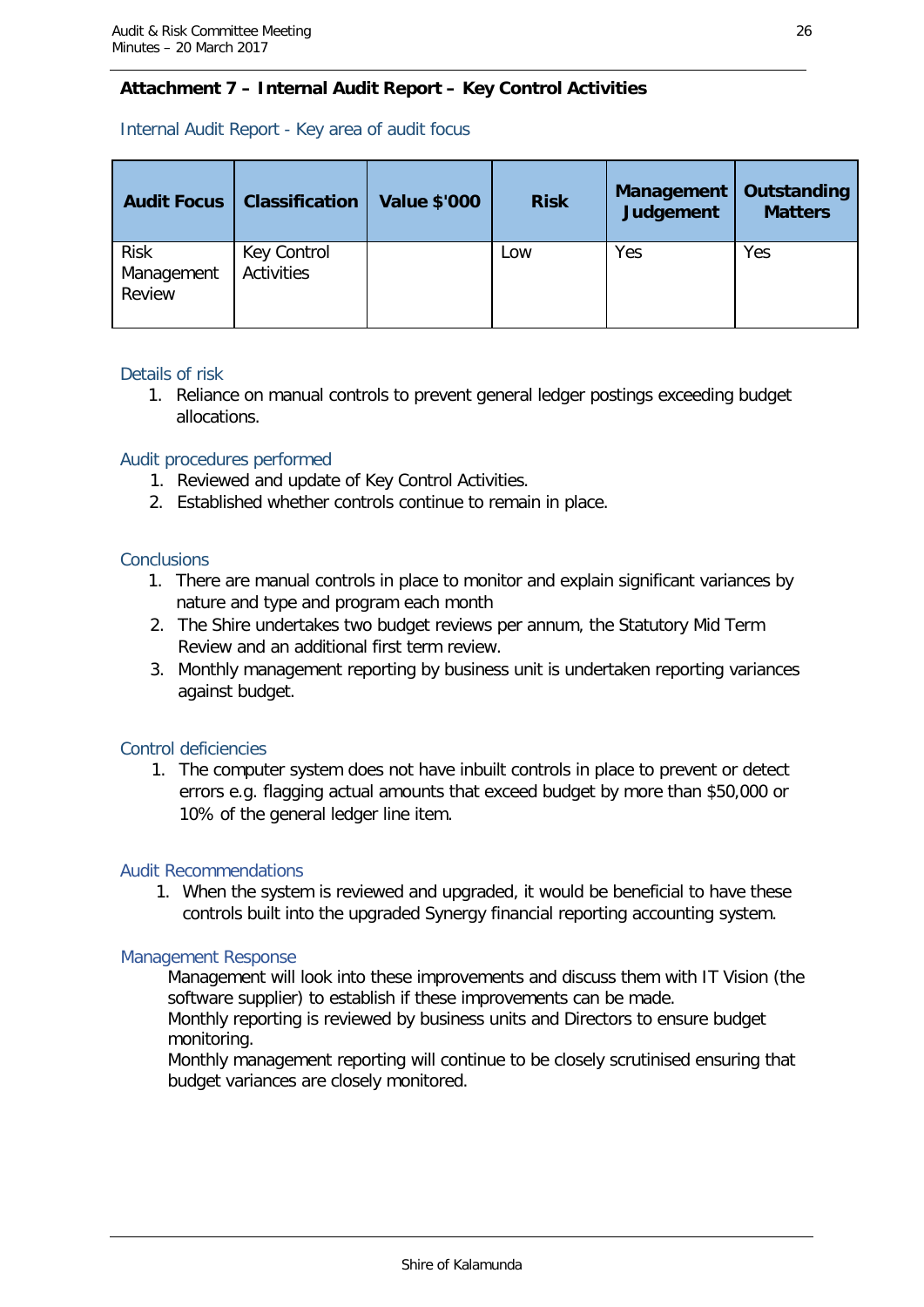## Attachment 7 – Internal Audit Report – Key Control Activities

### Internal Audit Report - Key area of audit focus

| Audit Focus | Classification | Value $'000 | Risk | Management Judgement | Outstanding Matters |
|---|---|---|---|---|---|
| Risk Management Review | Key Control Activities | | Low | Yes | Yes |

### Details of risk

1. Reliance on manual controls to prevent general ledger postings exceeding budget allocations.

### Audit procedures performed

1. Reviewed and update of Key Control Activities.
2. Established whether controls continue to remain in place.

### Conclusions

1. There are manual controls in place to monitor and explain significant variances by nature and type and program each month
2. The Shire undertakes two budget reviews per annum, the Statutory Mid Term Review and an additional first term review.
3. Monthly management reporting by business unit is undertaken reporting variances against budget.

### Control deficiencies

1. The computer system does not have inbuilt controls in place to prevent or detect errors e.g. flagging actual amounts that exceed budget by more than $50,000 or 10% of the general ledger line item.

### Audit Recommendations

1. When the system is reviewed and upgraded, it would be beneficial to have these controls built into the upgraded Synergy financial reporting accounting system.

### Management Response

Management will look into these improvements and discuss them with IT Vision (the software supplier) to establish if these improvements can be made.

Monthly reporting is reviewed by business units and Directors to ensure budget monitoring.

Monthly management reporting will continue to be closely scrutinised ensuring that budget variances are closely monitored.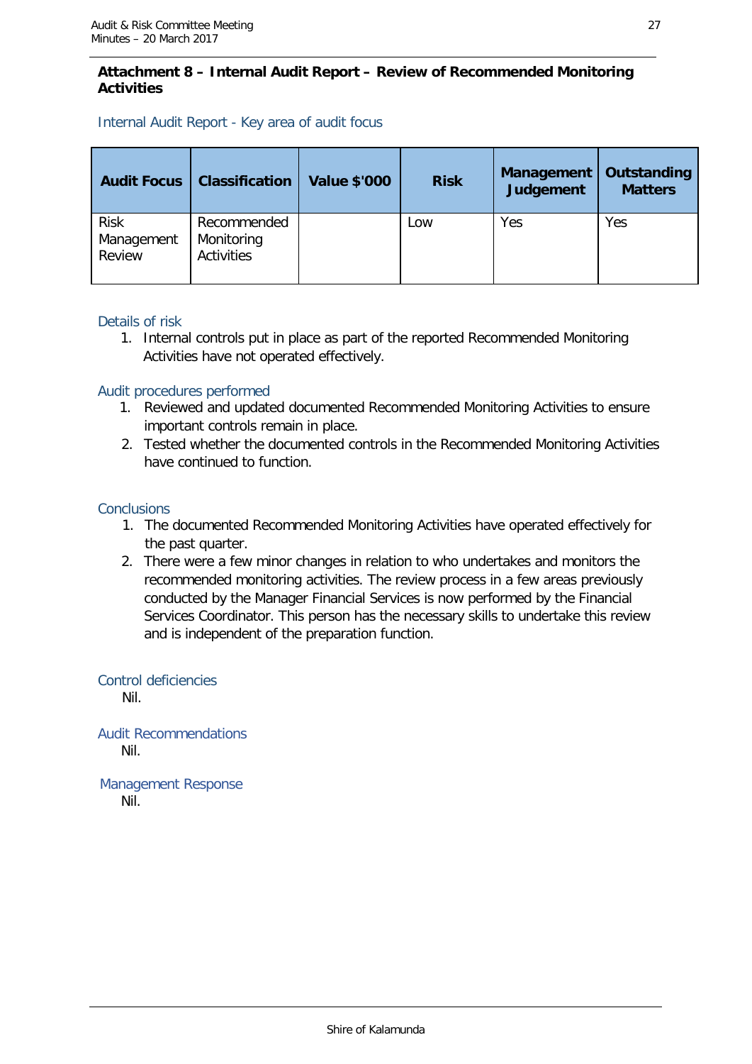**Attachment 8 – Internal Audit Report – Review of Recommended Monitoring Activities**

### Internal Audit Report - Key area of audit focus

| Audit Focus | Classification | Value $'000 | Risk | Management Judgement | Outstanding Matters |
|---|---|---|---|---|---|
| Risk Management Review | Recommended Monitoring Activities | | Low | Yes | Yes |

### Details of risk

1. Internal controls put in place as part of the reported Recommended Monitoring Activities have not operated effectively.

### Audit procedures performed

1. Reviewed and updated documented Recommended Monitoring Activities to ensure important controls remain in place.
2. Tested whether the documented controls in the Recommended Monitoring Activities have continued to function.

### Conclusions

1. The documented Recommended Monitoring Activities have operated effectively for the past quarter.
2. There were a few minor changes in relation to who undertakes and monitors the recommended monitoring activities. The review process in a few areas previously conducted by the Manager Financial Services is now performed by the Financial Services Coordinator. This person has the necessary skills to undertake this review and is independent of the preparation function.

### Control deficiencies

Nil.

### Audit Recommendations

Nil.

### Management Response

Nil.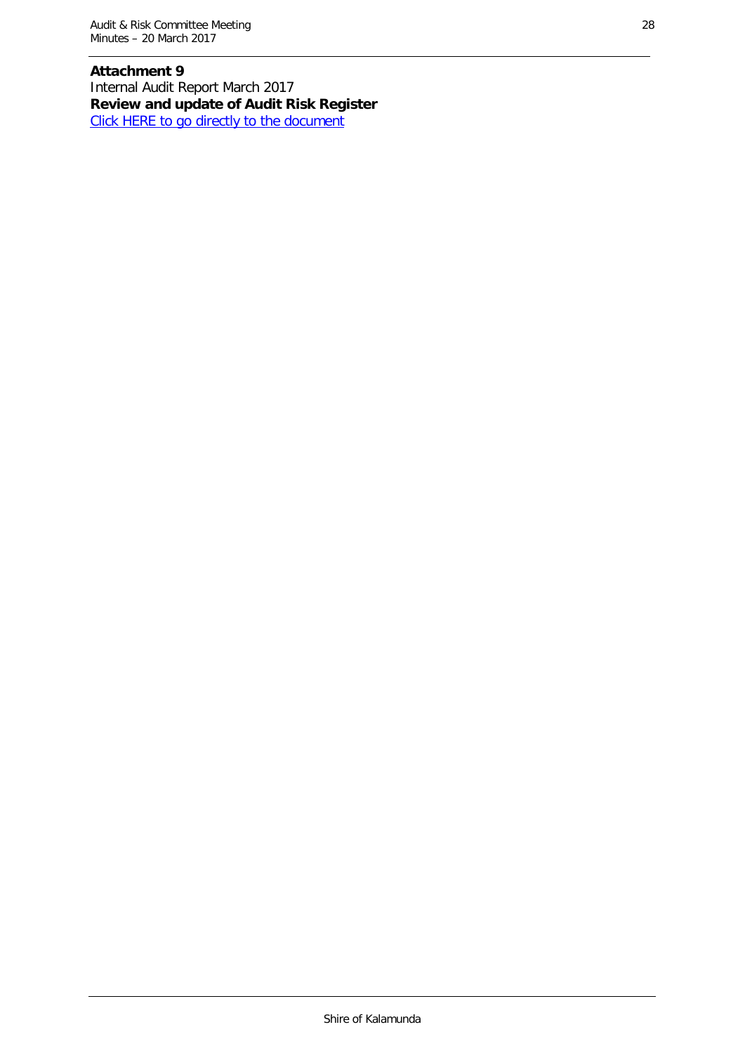**Attachment 9**

Internal Audit Report March 2017

**Review and update of Audit Risk Register**

Click HERE to go directly to the document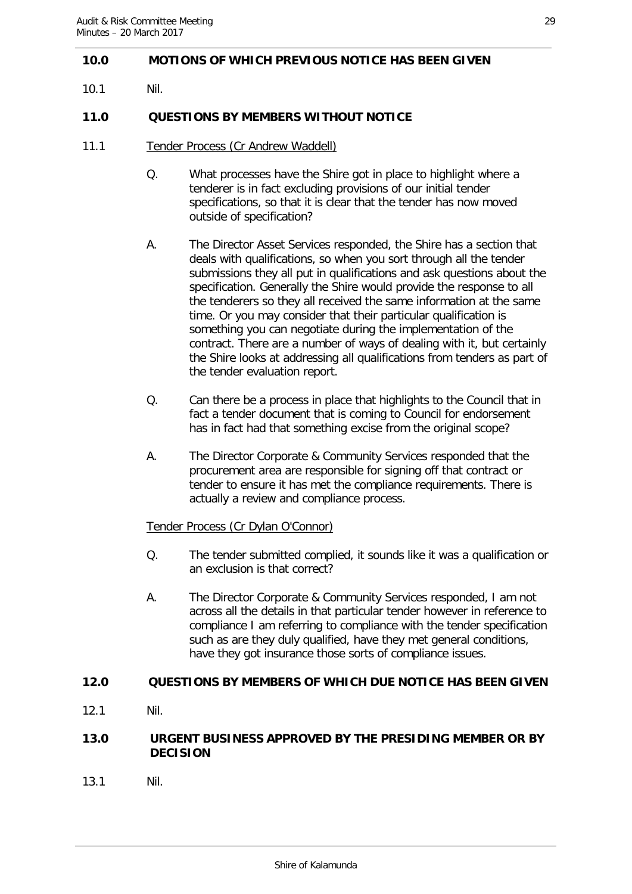## 10.0 MOTIONS OF WHICH PREVIOUS NOTICE HAS BEEN GIVEN

10.1 Nil.

## 11.0 QUESTIONS BY MEMBERS WITHOUT NOTICE

11.1 <u>Tender Process (Cr Andrew Waddell)</u>

Q. What processes have the Shire got in place to highlight where a tenderer is in fact excluding provisions of our initial tender specifications, so that it is clear that the tender has now moved outside of specification?

A. The Director Asset Services responded, the Shire has a section that deals with qualifications, so when you sort through all the tender submissions they all put in qualifications and ask questions about the specification. Generally the Shire would provide the response to all the tenderers so they all received the same information at the same time. Or you may consider that their particular qualification is something you can negotiate during the implementation of the contract. There are a number of ways of dealing with it, but certainly the Shire looks at addressing all qualifications from tenders as part of the tender evaluation report.

Q. Can there be a process in place that highlights to the Council that in fact a tender document that is coming to Council for endorsement has in fact had that something excise from the original scope?

A. The Director Corporate & Community Services responded that the procurement area are responsible for signing off that contract or tender to ensure it has met the compliance requirements. There is actually a review and compliance process.

<u>Tender Process (Cr Dylan O'Connor)</u>

Q. The tender submitted complied, it sounds like it was a qualification or an exclusion is that correct?

A. The Director Corporate & Community Services responded, I am not across all the details in that particular tender however in reference to compliance I am referring to compliance with the tender specification such as are they duly qualified, have they met general conditions, have they got insurance those sorts of compliance issues.

## 12.0 QUESTIONS BY MEMBERS OF WHICH DUE NOTICE HAS BEEN GIVEN

12.1 Nil.

## 13.0 URGENT BUSINESS APPROVED BY THE PRESIDING MEMBER OR BY DECISION

13.1 Nil.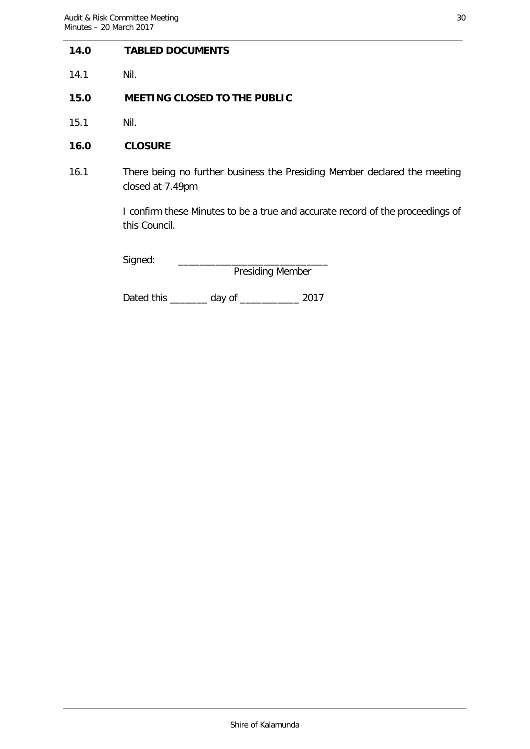## 14.0 TABLED DOCUMENTS

14.1 Nil.

## 15.0 MEETING CLOSED TO THE PUBLIC

15.1 Nil.

## 16.0 CLOSURE

16.1 There being no further business the Presiding Member declared the meeting closed at 7.49pm

I confirm these Minutes to be a true and accurate record of the proceedings of this Council.

Signed: \_\_\_\_\_\_\_\_\_\_\_\_\_\_\_\_\_\_\_\_\_\_\_\_\_\_\_\_

Presiding Member

Dated this \_\_\_\_\_\_\_ day of \_\_\_\_\_\_\_\_\_\_\_ 2017